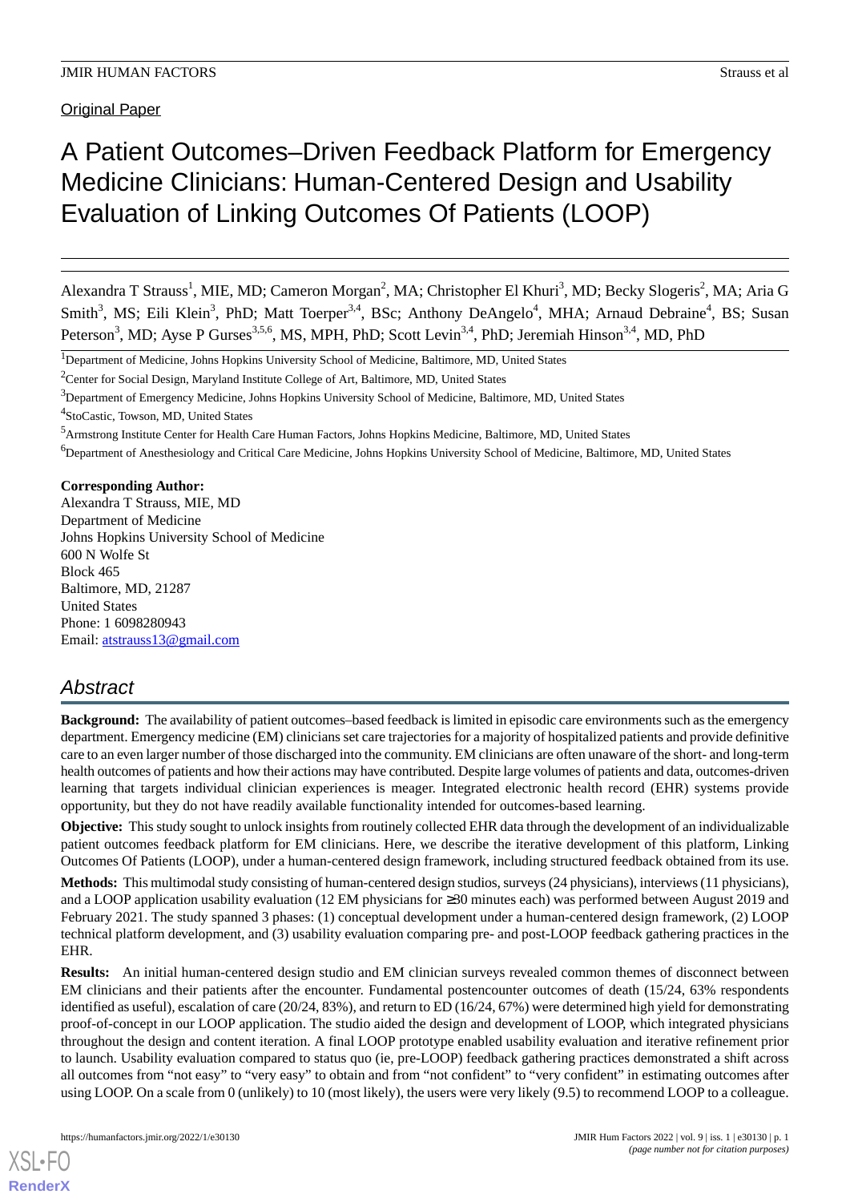Original Paper

# A Patient Outcomes–Driven Feedback Platform for Emergency Medicine Clinicians: Human-Centered Design and Usability Evaluation of Linking Outcomes Of Patients (LOOP)

Alexandra T Strauss[1], MIE, MD; Cameron Morgan[2], MA; Christopher El Khuri[3], MD; Becky Slogeris[2], MA; Aria G Smith[3], MS; Eili Klein[3], PhD; Matt Toerper[3,4], BSc; Anthony DeAngelo[4], MHA; Arnaud Debraine[4], BS; Susan Peterson[3], MD; Ayse P Gurses[3,5,6], MS, MPH, PhD; Scott Levin[3,4], PhD; Jeremiah Hinson[3,4], MD, PhD

[1]Department of Medicine, Johns Hopkins University School of Medicine, Baltimore, MD, United States

[2]Center for Social Design, Maryland Institute College of Art, Baltimore, MD, United States

[3]Department of Emergency Medicine, Johns Hopkins University School of Medicine, Baltimore, MD, United States

[4]StoCastic, Towson, MD, United States

[5]Armstrong Institute Center for Health Care Human Factors, Johns Hopkins Medicine, Baltimore, MD, United States

[6]Department of Anesthesiology and Critical Care Medicine, Johns Hopkins University School of Medicine, Baltimore, MD, United States

**Corresponding Author:**
Alexandra T Strauss, MIE, MD
Department of Medicine
Johns Hopkins University School of Medicine
600 N Wolfe St
Block 465
Baltimore, MD, 21287
United States
Phone: 1 6098280943
Email: atstrauss13@gmail.com

## Abstract

**Background:** The availability of patient outcomes–based feedback is limited in episodic care environments such as the emergency department. Emergency medicine (EM) clinicians set care trajectories for a majority of hospitalized patients and provide definitive care to an even larger number of those discharged into the community. EM clinicians are often unaware of the short- and long-term health outcomes of patients and how their actions may have contributed. Despite large volumes of patients and data, outcomes-driven learning that targets individual clinician experiences is meager. Integrated electronic health record (EHR) systems provide opportunity, but they do not have readily available functionality intended for outcomes-based learning.

**Objective:** This study sought to unlock insights from routinely collected EHR data through the development of an individualizable patient outcomes feedback platform for EM clinicians. Here, we describe the iterative development of this platform, Linking Outcomes Of Patients (LOOP), under a human-centered design framework, including structured feedback obtained from its use.

**Methods:** This multimodal study consisting of human-centered design studios, surveys (24 physicians), interviews (11 physicians), and a LOOP application usability evaluation (12 EM physicians for ≥30 minutes each) was performed between August 2019 and February 2021. The study spanned 3 phases: (1) conceptual development under a human-centered design framework, (2) LOOP technical platform development, and (3) usability evaluation comparing pre- and post-LOOP feedback gathering practices in the EHR.

**Results:** An initial human-centered design studio and EM clinician surveys revealed common themes of disconnect between EM clinicians and their patients after the encounter. Fundamental postencounter outcomes of death (15/24, 63% respondents identified as useful), escalation of care (20/24, 83%), and return to ED (16/24, 67%) were determined high yield for demonstrating proof-of-concept in our LOOP application. The studio aided the design and development of LOOP, which integrated physicians throughout the design and content iteration. A final LOOP prototype enabled usability evaluation and iterative refinement prior to launch. Usability evaluation compared to status quo (ie, pre-LOOP) feedback gathering practices demonstrated a shift across all outcomes from "not easy" to "very easy" to obtain and from "not confident" to "very confident" in estimating outcomes after using LOOP. On a scale from 0 (unlikely) to 10 (most likely), the users were very likely (9.5) to recommend LOOP to a colleague.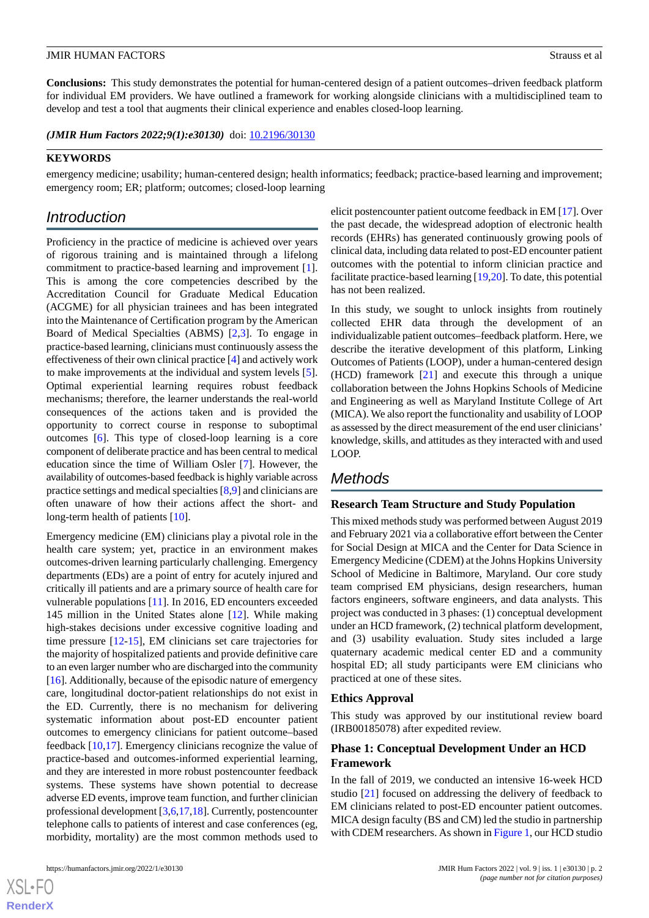**Conclusions:** This study demonstrates the potential for human-centered design of a patient outcomes–driven feedback platform for individual EM providers. We have outlined a framework for working alongside clinicians with a multidisciplined team to develop and test a tool that augments their clinical experience and enables closed-loop learning.

***(JMIR Hum Factors 2022;9(1):e30130)*** doi: 10.2196/30130

**KEYWORDS**

emergency medicine; usability; human-centered design; health informatics; feedback; practice-based learning and improvement; emergency room; ER; platform; outcomes; closed-loop learning

## Introduction

Proficiency in the practice of medicine is achieved over years of rigorous training and is maintained through a lifelong commitment to practice-based learning and improvement [1]. This is among the core competencies described by the Accreditation Council for Graduate Medical Education (ACGME) for all physician trainees and has been integrated into the Maintenance of Certification program by the American Board of Medical Specialties (ABMS) [2,3]. To engage in practice-based learning, clinicians must continuously assess the effectiveness of their own clinical practice [4] and actively work to make improvements at the individual and system levels [5]. Optimal experiential learning requires robust feedback mechanisms; therefore, the learner understands the real-world consequences of the actions taken and is provided the opportunity to correct course in response to suboptimal outcomes [6]. This type of closed-loop learning is a core component of deliberate practice and has been central to medical education since the time of William Osler [7]. However, the availability of outcomes-based feedback is highly variable across practice settings and medical specialties [8,9] and clinicians are often unaware of how their actions affect the short- and long-term health of patients [10].

Emergency medicine (EM) clinicians play a pivotal role in the health care system; yet, practice in an environment makes outcomes-driven learning particularly challenging. Emergency departments (EDs) are a point of entry for acutely injured and critically ill patients and are a primary source of health care for vulnerable populations [11]. In 2016, ED encounters exceeded 145 million in the United States alone [12]. While making high-stakes decisions under excessive cognitive loading and time pressure [12-15], EM clinicians set care trajectories for the majority of hospitalized patients and provide definitive care to an even larger number who are discharged into the community [16]. Additionally, because of the episodic nature of emergency care, longitudinal doctor-patient relationships do not exist in the ED. Currently, there is no mechanism for delivering systematic information about post-ED encounter patient outcomes to emergency clinicians for patient outcome–based feedback [10,17]. Emergency clinicians recognize the value of practice-based and outcomes-informed experiential learning, and they are interested in more robust postencounter feedback systems. These systems have shown potential to decrease adverse ED events, improve team function, and further clinician professional development [3,6,17,18]. Currently, postencounter telephone calls to patients of interest and case conferences (eg, morbidity, mortality) are the most common methods used to elicit postencounter patient outcome feedback in EM [17]. Over the past decade, the widespread adoption of electronic health records (EHRs) has generated continuously growing pools of clinical data, including data related to post-ED encounter patient outcomes with the potential to inform clinician practice and facilitate practice-based learning [19,20]. To date, this potential has not been realized.

In this study, we sought to unlock insights from routinely collected EHR data through the development of an individualizable patient outcomes–feedback platform. Here, we describe the iterative development of this platform, Linking Outcomes of Patients (LOOP), under a human-centered design (HCD) framework [21] and execute this through a unique collaboration between the Johns Hopkins Schools of Medicine and Engineering as well as Maryland Institute College of Art (MICA). We also report the functionality and usability of LOOP as assessed by the direct measurement of the end user clinicians' knowledge, skills, and attitudes as they interacted with and used LOOP.

## Methods

### Research Team Structure and Study Population

This mixed methods study was performed between August 2019 and February 2021 via a collaborative effort between the Center for Social Design at MICA and the Center for Data Science in Emergency Medicine (CDEM) at the Johns Hopkins University School of Medicine in Baltimore, Maryland. Our core study team comprised EM physicians, design researchers, human factors engineers, software engineers, and data analysts. This project was conducted in 3 phases: (1) conceptual development under an HCD framework, (2) technical platform development, and (3) usability evaluation. Study sites included a large quaternary academic medical center ED and a community hospital ED; all study participants were EM clinicians who practiced at one of these sites.

### Ethics Approval

This study was approved by our institutional review board (IRB00185078) after expedited review.

### Phase 1: Conceptual Development Under an HCD Framework

In the fall of 2019, we conducted an intensive 16-week HCD studio [21] focused on addressing the delivery of feedback to EM clinicians related to post-ED encounter patient outcomes. MICA design faculty (BS and CM) led the studio in partnership with CDEM researchers. As shown in Figure 1, our HCD studio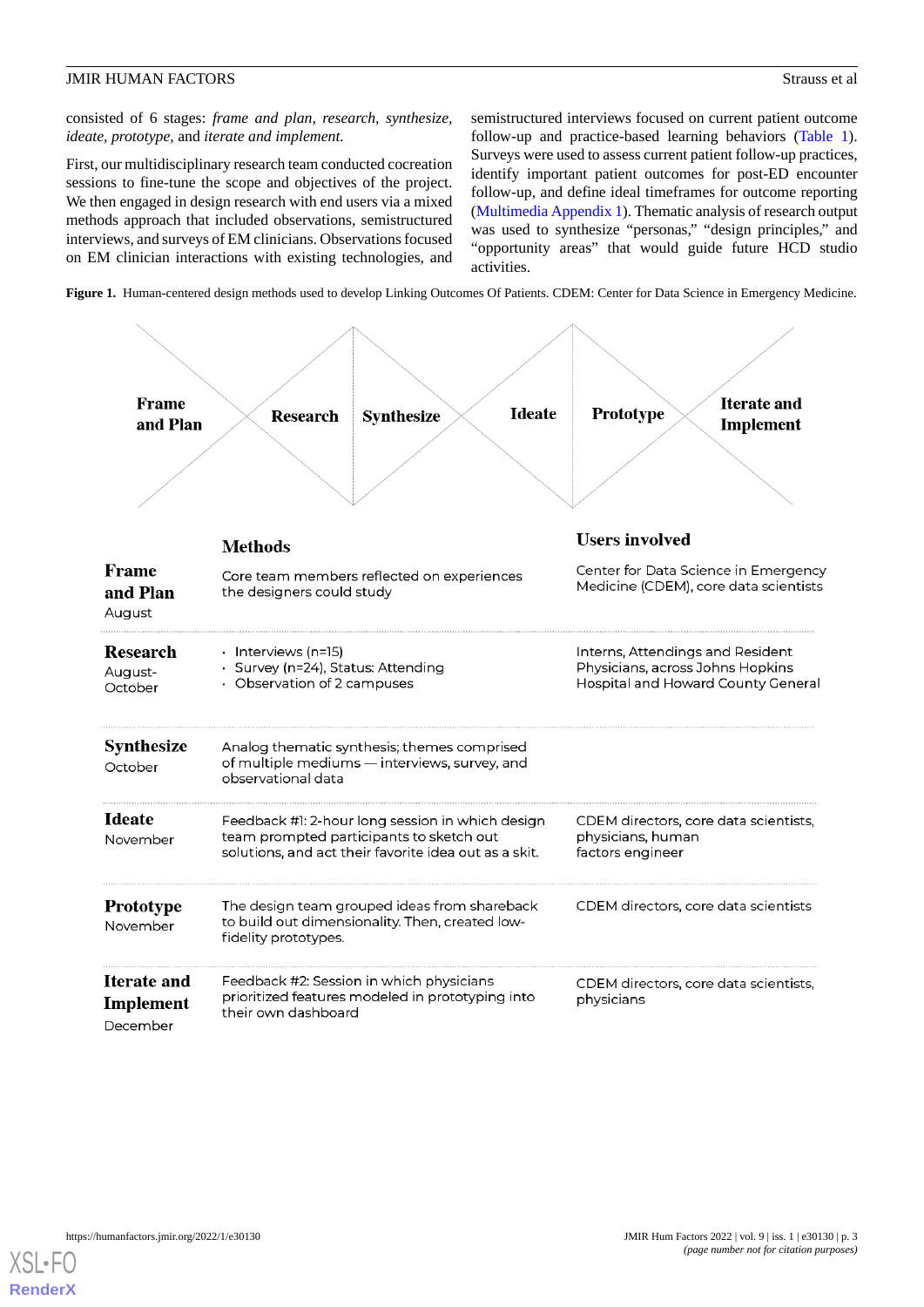consisted of 6 stages: *frame and plan*, *research*, *synthesize*, *ideate*, *prototype*, and *iterate and implement.*

First, our multidisciplinary research team conducted cocreation sessions to fine-tune the scope and objectives of the project. We then engaged in design research with end users via a mixed methods approach that included observations, semistructured interviews, and surveys of EM clinicians. Observations focused on EM clinician interactions with existing technologies, and semistructured interviews focused on current patient outcome follow-up and practice-based learning behaviors (Table 1). Surveys were used to assess current patient follow-up practices, identify important patient outcomes for post-ED encounter follow-up, and define ideal timeframes for outcome reporting (Multimedia Appendix 1). Thematic analysis of research output was used to synthesize "personas," "design principles," and "opportunity areas" that would guide future HCD studio activities.

**Figure 1.** Human-centered design methods used to develop Linking Outcomes Of Patients. CDEM: Center for Data Science in Emergency Medicine.

Frame and Plan → Research → Synthesize → Ideate → Prototype → Iterate and Implement

| Stage | Methods | Users involved |
|---|---|---|
| **Frame and Plan** August | Core team members reflected on experiences the designers could study | Center for Data Science in Emergency Medicine (CDEM), core data scientists |
| **Research** August-October | · Interviews (n=15)<br>· Survey (n=24), Status: Attending<br>· Observation of 2 campuses | Interns, Attendings and Resident Physicians, across Johns Hopkins Hospital and Howard County General |
| **Synthesize** October | Analog thematic synthesis; themes comprised of multiple mediums — interviews, survey, and observational data | |
| **Ideate** November | Feedback #1: 2-hour long session in which design team prompted participants to sketch out solutions, and act their favorite idea out as a skit. | CDEM directors, core data scientists, physicians, human factors engineer |
| **Prototype** November | The design team grouped ideas from shareback to build out dimensionality. Then, created low-fidelity prototypes. | CDEM directors, core data scientists |
| **Iterate and Implement** December | Feedback #2: Session in which physicians prioritized features modeled in prototyping into their own dashboard | CDEM directors, core data scientists, physicians |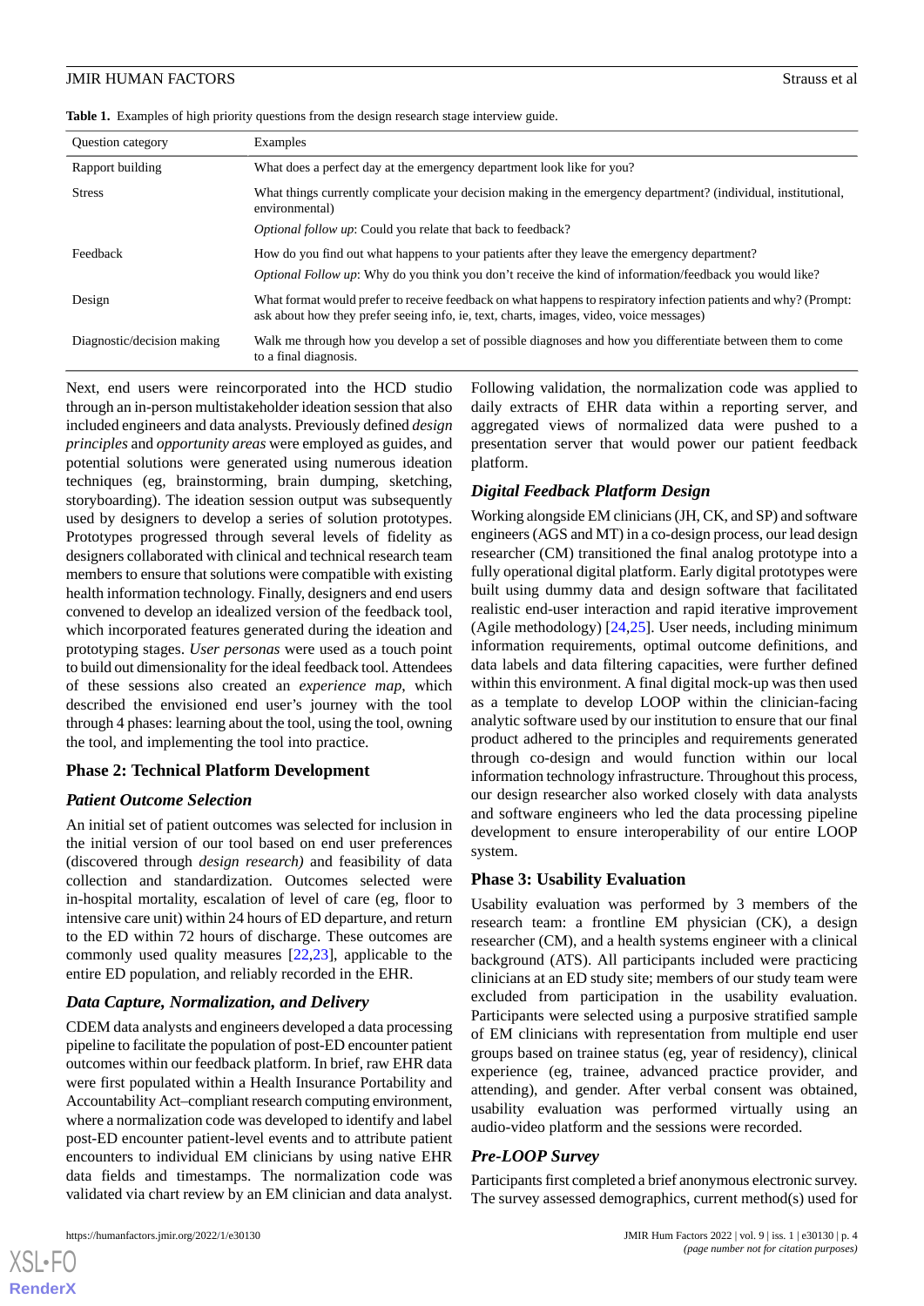**Table 1.** Examples of high priority questions from the design research stage interview guide.

| Question category | Examples |
|---|---|
| Rapport building | What does a perfect day at the emergency department look like for you? |
| Stress | What things currently complicate your decision making in the emergency department? (individual, institutional, environmental) *Optional follow up*: Could you relate that back to feedback? |
| Feedback | How do you find out what happens to your patients after they leave the emergency department? *Optional Follow up*: Why do you think you don't receive the kind of information/feedback you would like? |
| Design | What format would prefer to receive feedback on what happens to respiratory infection patients and why? (Prompt: ask about how they prefer seeing info, ie, text, charts, images, video, voice messages) |
| Diagnostic/decision making | Walk me through how you develop a set of possible diagnoses and how you differentiate between them to come to a final diagnosis. |

Next, end users were reincorporated into the HCD studio through an in-person multistakeholder ideation session that also included engineers and data analysts. Previously defined *design principles* and *opportunity areas* were employed as guides, and potential solutions were generated using numerous ideation techniques (eg, brainstorming, brain dumping, sketching, storyboarding). The ideation session output was subsequently used by designers to develop a series of solution prototypes. Prototypes progressed through several levels of fidelity as designers collaborated with clinical and technical research team members to ensure that solutions were compatible with existing health information technology. Finally, designers and end users convened to develop an idealized version of the feedback tool, which incorporated features generated during the ideation and prototyping stages. *User personas* were used as a touch point to build out dimensionality for the ideal feedback tool. Attendees of these sessions also created an *experience map*, which described the envisioned end user's journey with the tool through 4 phases: learning about the tool, using the tool, owning the tool, and implementing the tool into practice.

## Phase 2: Technical Platform Development

### Patient Outcome Selection

An initial set of patient outcomes was selected for inclusion in the initial version of our tool based on end user preferences (discovered through *design research)* and feasibility of data collection and standardization. Outcomes selected were in-hospital mortality, escalation of level of care (eg, floor to intensive care unit) within 24 hours of ED departure, and return to the ED within 72 hours of discharge. These outcomes are commonly used quality measures [22,23], applicable to the entire ED population, and reliably recorded in the EHR.

### Data Capture, Normalization, and Delivery

CDEM data analysts and engineers developed a data processing pipeline to facilitate the population of post-ED encounter patient outcomes within our feedback platform. In brief, raw EHR data were first populated within a Health Insurance Portability and Accountability Act–compliant research computing environment, where a normalization code was developed to identify and label post-ED encounter patient-level events and to attribute patient encounters to individual EM clinicians by using native EHR data fields and timestamps. The normalization code was validated via chart review by an EM clinician and data analyst. Following validation, the normalization code was applied to daily extracts of EHR data within a reporting server, and aggregated views of normalized data were pushed to a presentation server that would power our patient feedback platform.

### Digital Feedback Platform Design

Working alongside EM clinicians (JH, CK, and SP) and software engineers (AGS and MT) in a co-design process, our lead design researcher (CM) transitioned the final analog prototype into a fully operational digital platform. Early digital prototypes were built using dummy data and design software that facilitated realistic end-user interaction and rapid iterative improvement (Agile methodology) [24,25]. User needs, including minimum information requirements, optimal outcome definitions, and data labels and data filtering capacities, were further defined within this environment. A final digital mock-up was then used as a template to develop LOOP within the clinician-facing analytic software used by our institution to ensure that our final product adhered to the principles and requirements generated through co-design and would function within our local information technology infrastructure. Throughout this process, our design researcher also worked closely with data analysts and software engineers who led the data processing pipeline development to ensure interoperability of our entire LOOP system.

## Phase 3: Usability Evaluation

Usability evaluation was performed by 3 members of the research team: a frontline EM physician (CK), a design researcher (CM), and a health systems engineer with a clinical background (ATS). All participants included were practicing clinicians at an ED study site; members of our study team were excluded from participation in the usability evaluation. Participants were selected using a purposive stratified sample of EM clinicians with representation from multiple end user groups based on trainee status (eg, year of residency), clinical experience (eg, trainee, advanced practice provider, and attending), and gender. After verbal consent was obtained, usability evaluation was performed virtually using an audio-video platform and the sessions were recorded.

### Pre-LOOP Survey

Participants first completed a brief anonymous electronic survey. The survey assessed demographics, current method(s) used for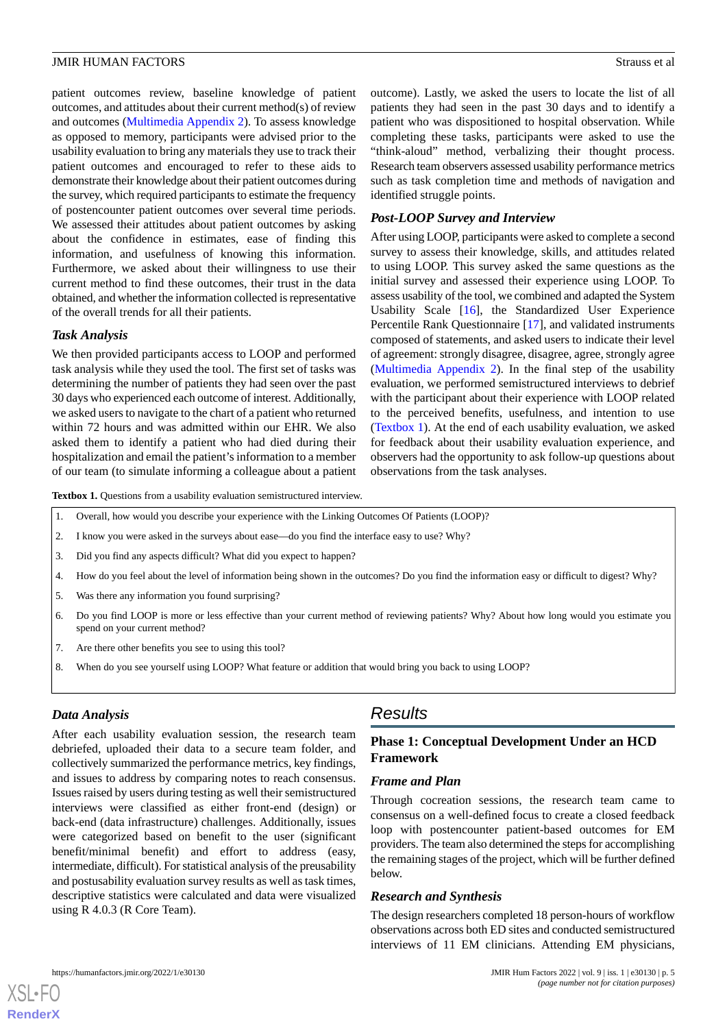patient outcomes review, baseline knowledge of patient outcomes, and attitudes about their current method(s) of review and outcomes (Multimedia Appendix 2). To assess knowledge as opposed to memory, participants were advised prior to the usability evaluation to bring any materials they use to track their patient outcomes and encouraged to refer to these aids to demonstrate their knowledge about their patient outcomes during the survey, which required participants to estimate the frequency of postencounter patient outcomes over several time periods. We assessed their attitudes about patient outcomes by asking about the confidence in estimates, ease of finding this information, and usefulness of knowing this information. Furthermore, we asked about their willingness to use their current method to find these outcomes, their trust in the data obtained, and whether the information collected is representative of the overall trends for all their patients.

### Task Analysis

We then provided participants access to LOOP and performed task analysis while they used the tool. The first set of tasks was determining the number of patients they had seen over the past 30 days who experienced each outcome of interest. Additionally, we asked users to navigate to the chart of a patient who returned within 72 hours and was admitted within our EHR. We also asked them to identify a patient who had died during their hospitalization and email the patient's information to a member of our team (to simulate informing a colleague about a patient outcome). Lastly, we asked the users to locate the list of all patients they had seen in the past 30 days and to identify a patient who was dispositioned to hospital observation. While completing these tasks, participants were asked to use the "think-aloud" method, verbalizing their thought process. Research team observers assessed usability performance metrics such as task completion time and methods of navigation and identified struggle points.

### Post-LOOP Survey and Interview

After using LOOP, participants were asked to complete a second survey to assess their knowledge, skills, and attitudes related to using LOOP. This survey asked the same questions as the initial survey and assessed their experience using LOOP. To assess usability of the tool, we combined and adapted the System Usability Scale [16], the Standardized User Experience Percentile Rank Questionnaire [17], and validated instruments composed of statements, and asked users to indicate their level of agreement: strongly disagree, disagree, agree, strongly agree (Multimedia Appendix 2). In the final step of the usability evaluation, we performed semistructured interviews to debrief with the participant about their experience with LOOP related to the perceived benefits, usefulness, and intention to use (Textbox 1). At the end of each usability evaluation, we asked for feedback about their usability evaluation experience, and observers had the opportunity to ask follow-up questions about observations from the task analyses.

**Textbox 1.** Questions from a usability evaluation semistructured interview.

1. Overall, how would you describe your experience with the Linking Outcomes Of Patients (LOOP)?
2. I know you were asked in the surveys about ease—do you find the interface easy to use? Why?
3. Did you find any aspects difficult? What did you expect to happen?
4. How do you feel about the level of information being shown in the outcomes? Do you find the information easy or difficult to digest? Why?
5. Was there any information you found surprising?
6. Do you find LOOP is more or less effective than your current method of reviewing patients? Why? About how long would you estimate you spend on your current method?
7. Are there other benefits you see to using this tool?
8. When do you see yourself using LOOP? What feature or addition that would bring you back to using LOOP?

### Data Analysis

After each usability evaluation session, the research team debriefed, uploaded their data to a secure team folder, and collectively summarized the performance metrics, key findings, and issues to address by comparing notes to reach consensus. Issues raised by users during testing as well their semistructured interviews were classified as either front-end (design) or back-end (data infrastructure) challenges. Additionally, issues were categorized based on benefit to the user (significant benefit/minimal benefit) and effort to address (easy, intermediate, difficult). For statistical analysis of the preusability and postusability evaluation survey results as well as task times, descriptive statistics were calculated and data were visualized using R 4.0.3 (R Core Team).

## Results

### Phase 1: Conceptual Development Under an HCD Framework

#### Frame and Plan

Through cocreation sessions, the research team came to consensus on a well-defined focus to create a closed feedback loop with postencounter patient-based outcomes for EM providers. The team also determined the steps for accomplishing the remaining stages of the project, which will be further defined below.

#### Research and Synthesis

The design researchers completed 18 person-hours of workflow observations across both ED sites and conducted semistructured interviews of 11 EM clinicians. Attending EM physicians,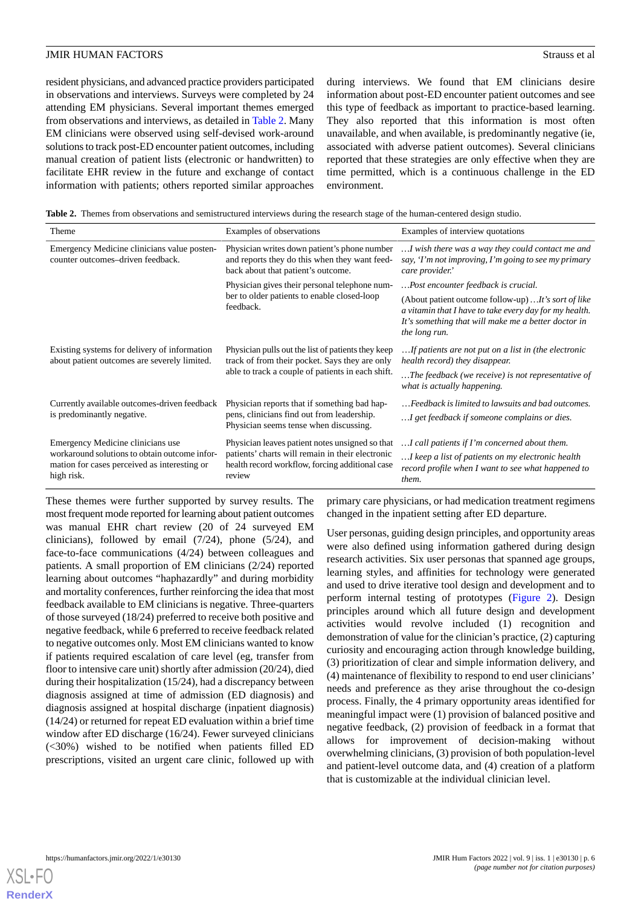resident physicians, and advanced practice providers participated in observations and interviews. Surveys were completed by 24 attending EM physicians. Several important themes emerged from observations and interviews, as detailed in Table 2. Many EM clinicians were observed using self-devised work-around solutions to track post-ED encounter patient outcomes, including manual creation of patient lists (electronic or handwritten) to facilitate EHR review in the future and exchange of contact information with patients; others reported similar approaches during interviews. We found that EM clinicians desire information about post-ED encounter patient outcomes and see this type of feedback as important to practice-based learning. They also reported that this information is most often unavailable, and when available, is predominantly negative (ie, associated with adverse patient outcomes). Several clinicians reported that these strategies are only effective when they are time permitted, which is a continuous challenge in the ED environment.

**Table 2.** Themes from observations and semistructured interviews during the research stage of the human-centered design studio.

| Theme | Examples of observations | Examples of interview quotations |
|---|---|---|
| Emergency Medicine clinicians value postencounter outcomes–driven feedback. | Physician writes down patient's phone number and reports they do this when they want feedback about that patient's outcome. | *…I wish there was a way they could contact me and say, 'I'm not improving, I'm going to see my primary care provider.'* |
| | Physician gives their personal telephone number to older patients to enable closed-loop feedback. | *…Post encounter feedback is crucial.* |
| | | (About patient outcome follow-up) *…It's sort of like a vitamin that I have to take every day for my health. It's something that will make me a better doctor in the long run.* |
| Existing systems for delivery of information about patient outcomes are severely limited. | Physician pulls out the list of patients they keep track of from their pocket. Says they are only able to track a couple of patients in each shift. | *…If patients are not put on a list in (the electronic health record) they disappear.* |
| | | *…The feedback (we receive) is not representative of what is actually happening.* |
| Currently available outcomes-driven feedback is predominantly negative. | Physician reports that if something bad happens, clinicians find out from leadership. Physician seems tense when discussing. | *…Feedback is limited to lawsuits and bad outcomes.* |
| | | *…I get feedback if someone complains or dies.* |
| Emergency Medicine clinicians use workaround solutions to obtain outcome information for cases perceived as interesting or high risk. | Physician leaves patient notes unsigned so that patients' charts will remain in their electronic health record workflow, forcing additional case review | *…I call patients if I'm concerned about them.* |
| | | *…I keep a list of patients on my electronic health record profile when I want to see what happened to them.* |

These themes were further supported by survey results. The most frequent mode reported for learning about patient outcomes was manual EHR chart review (20 of 24 surveyed EM clinicians), followed by email (7/24), phone (5/24), and face-to-face communications (4/24) between colleagues and patients. A small proportion of EM clinicians (2/24) reported learning about outcomes "haphazardly" and during morbidity and mortality conferences, further reinforcing the idea that most feedback available to EM clinicians is negative. Three-quarters of those surveyed (18/24) preferred to receive both positive and negative feedback, while 6 preferred to receive feedback related to negative outcomes only. Most EM clinicians wanted to know if patients required escalation of care level (eg, transfer from floor to intensive care unit) shortly after admission (20/24), died during their hospitalization (15/24), had a discrepancy between diagnosis assigned at time of admission (ED diagnosis) and diagnosis assigned at hospital discharge (inpatient diagnosis) (14/24) or returned for repeat ED evaluation within a brief time window after ED discharge (16/24). Fewer surveyed clinicians (<30%) wished to be notified when patients filled ED prescriptions, visited an urgent care clinic, followed up with primary care physicians, or had medication treatment regimens changed in the inpatient setting after ED departure.

User personas, guiding design principles, and opportunity areas were also defined using information gathered during design research activities. Six user personas that spanned age groups, learning styles, and affinities for technology were generated and used to drive iterative tool design and development and to perform internal testing of prototypes (Figure 2). Design principles around which all future design and development activities would revolve included (1) recognition and demonstration of value for the clinician's practice, (2) capturing curiosity and encouraging action through knowledge building, (3) prioritization of clear and simple information delivery, and (4) maintenance of flexibility to respond to end user clinicians' needs and preference as they arise throughout the co-design process. Finally, the 4 primary opportunity areas identified for meaningful impact were (1) provision of balanced positive and negative feedback, (2) provision of feedback in a format that allows for improvement of decision-making without overwhelming clinicians, (3) provision of both population-level and patient-level outcome data, and (4) creation of a platform that is customizable at the individual clinician level.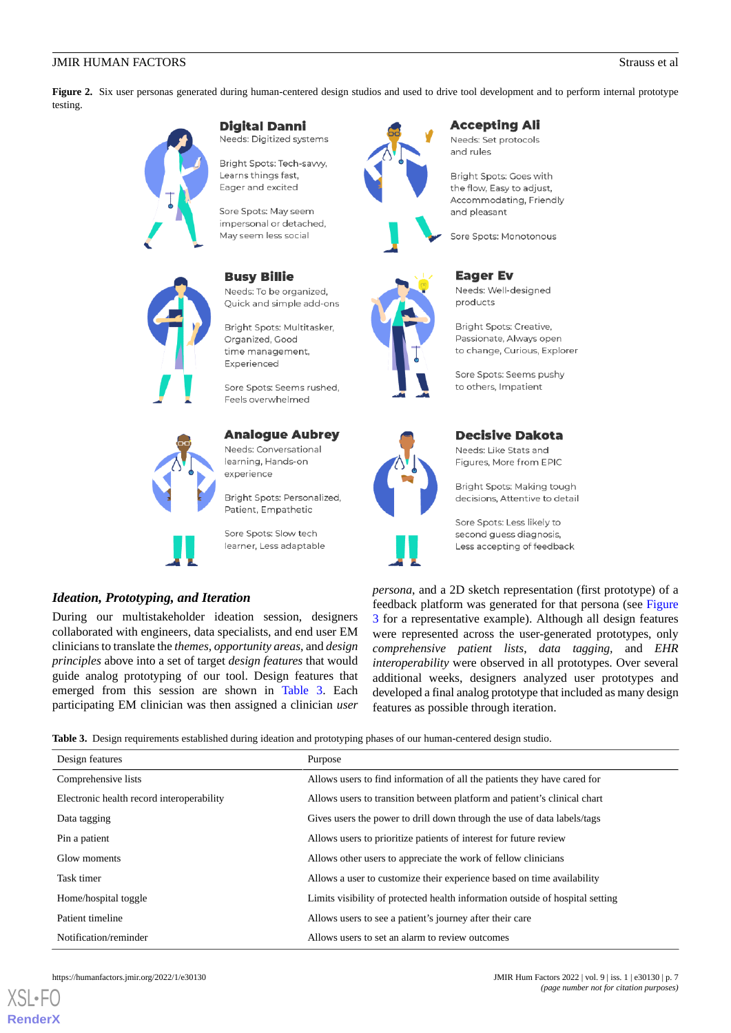**Figure 2.** Six user personas generated during human-centered design studios and used to drive tool development and to perform internal prototype testing.

**Digital Danni**
Needs: Digitized systems

Bright Spots: Tech-savvy, Learns things fast, Eager and excited

Sore Spots: May seem impersonal or detached, May seem less social

**Accepting Ali**
Needs: Set protocols and rules

Bright Spots: Goes with the flow, Easy to adjust, Accommodating, Friendly and pleasant

Sore Spots: Monotonous

**Busy Billie**
Needs: To be organized, Quick and simple add-ons

Bright Spots: Multitasker, Organized, Good time management, Experienced

Sore Spots: Seems rushed, Feels overwhelmed

**Eager Ev**
Needs: Well-designed products

Bright Spots: Creative, Passionate, Always open to change, Curious, Explorer

Sore Spots: Seems pushy to others, Impatient

**Analogue Aubrey**
Needs: Conversational learning, Hands-on experience

Bright Spots: Personalized, Patient, Empathetic

Sore Spots: Slow tech learner, Less adaptable

**Decisive Dakota**
Needs: Like Stats and Figures, More from EPIC

Bright Spots: Making tough decisions, Attentive to detail

Sore Spots: Less likely to second guess diagnosis, Less accepting of feedback

### *Ideation, Prototyping, and Iteration*

During our multistakeholder ideation session, designers collaborated with engineers, data specialists, and end user EM clinicians to translate the *themes, opportunity areas,* and *design principles* above into a set of target *design features* that would guide analog prototyping of our tool. Design features that emerged from this session are shown in Table 3. Each participating EM clinician was then assigned a clinician *user persona*, and a 2D sketch representation (first prototype) of a feedback platform was generated for that persona (see Figure 3 for a representative example). Although all design features were represented across the user-generated prototypes, only *comprehensive patient lists*, *data tagging*, and *EHR interoperability* were observed in all prototypes. Over several additional weeks, designers analyzed user prototypes and developed a final analog prototype that included as many design features as possible through iteration.

**Table 3.** Design requirements established during ideation and prototyping phases of our human-centered design studio.

| Design features | Purpose |
|---|---|
| Comprehensive lists | Allows users to find information of all the patients they have cared for |
| Electronic health record interoperability | Allows users to transition between platform and patient's clinical chart |
| Data tagging | Gives users the power to drill down through the use of data labels/tags |
| Pin a patient | Allows users to prioritize patients of interest for future review |
| Glow moments | Allows other users to appreciate the work of fellow clinicians |
| Task timer | Allows a user to customize their experience based on time availability |
| Home/hospital toggle | Limits visibility of protected health information outside of hospital setting |
| Patient timeline | Allows users to see a patient's journey after their care |
| Notification/reminder | Allows users to set an alarm to review outcomes |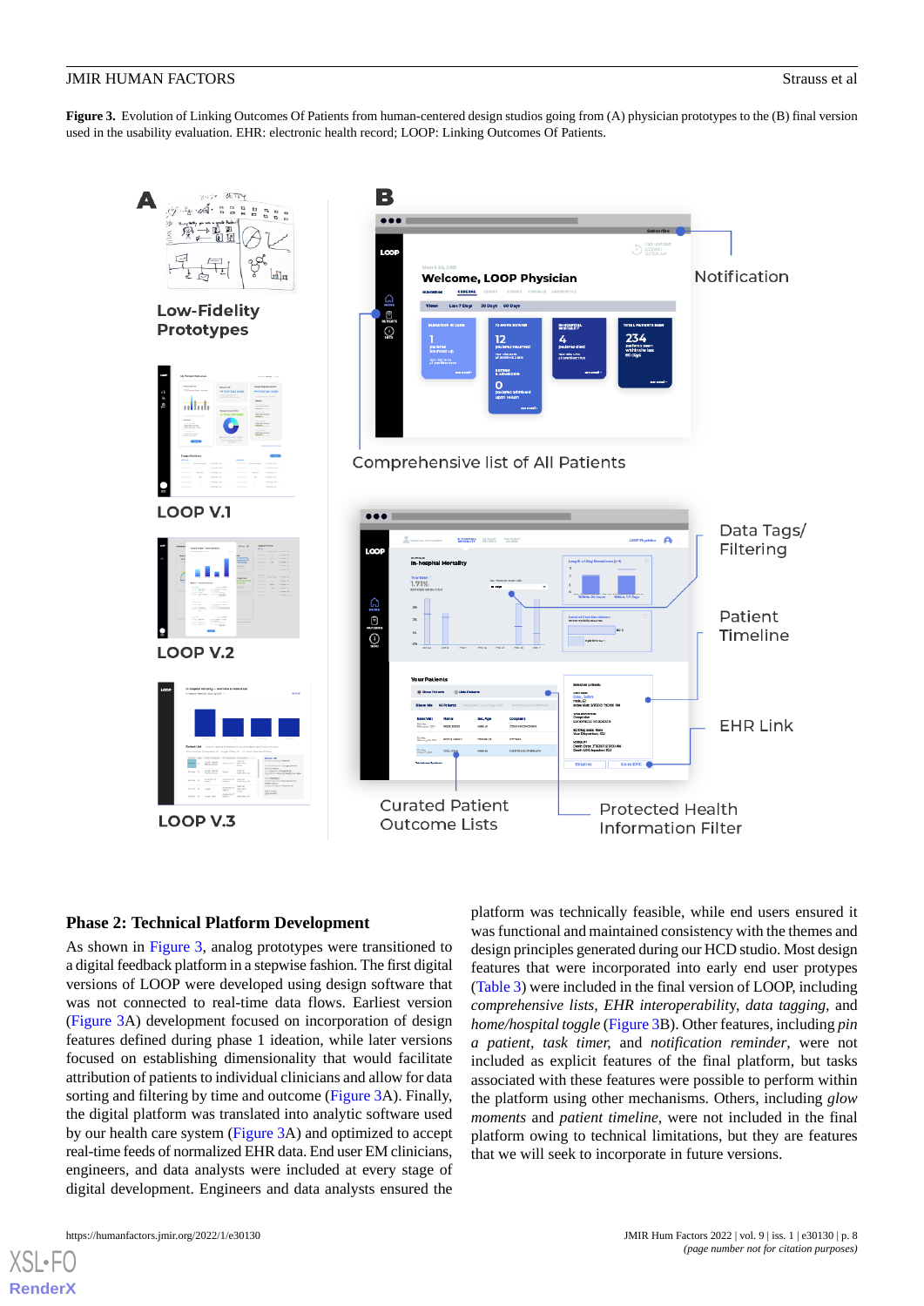**Figure 3.** Evolution of Linking Outcomes Of Patients from human-centered design studios going from (A) physician prototypes to the (B) final version used in the usability evaluation. EHR: electronic health record; LOOP: Linking Outcomes Of Patients.

### Phase 2: Technical Platform Development

As shown in Figure 3, analog prototypes were transitioned to a digital feedback platform in a stepwise fashion. The first digital versions of LOOP were developed using design software that was not connected to real-time data flows. Earliest version (Figure 3A) development focused on incorporation of design features defined during phase 1 ideation, while later versions focused on establishing dimensionality that would facilitate attribution of patients to individual clinicians and allow for data sorting and filtering by time and outcome (Figure 3A). Finally, the digital platform was translated into analytic software used by our health care system (Figure 3A) and optimized to accept real-time feeds of normalized EHR data. End user EM clinicians, engineers, and data analysts were included at every stage of digital development. Engineers and data analysts ensured the platform was technically feasible, while end users ensured it was functional and maintained consistency with the themes and design principles generated during our HCD studio. Most design features that were incorporated into early end user protypes (Table 3) were included in the final version of LOOP, including *comprehensive lists*, *EHR interoperability*, *data tagging*, and *home/hospital toggle* (Figure 3B). Other features, including *pin a patient*, *task timer*, and *notification reminder*, were not included as explicit features of the final platform, but tasks associated with these features were possible to perform within the platform using other mechanisms. Others, including *glow moments* and *patient timeline*, were not included in the final platform owing to technical limitations, but they are features that we will seek to incorporate in future versions.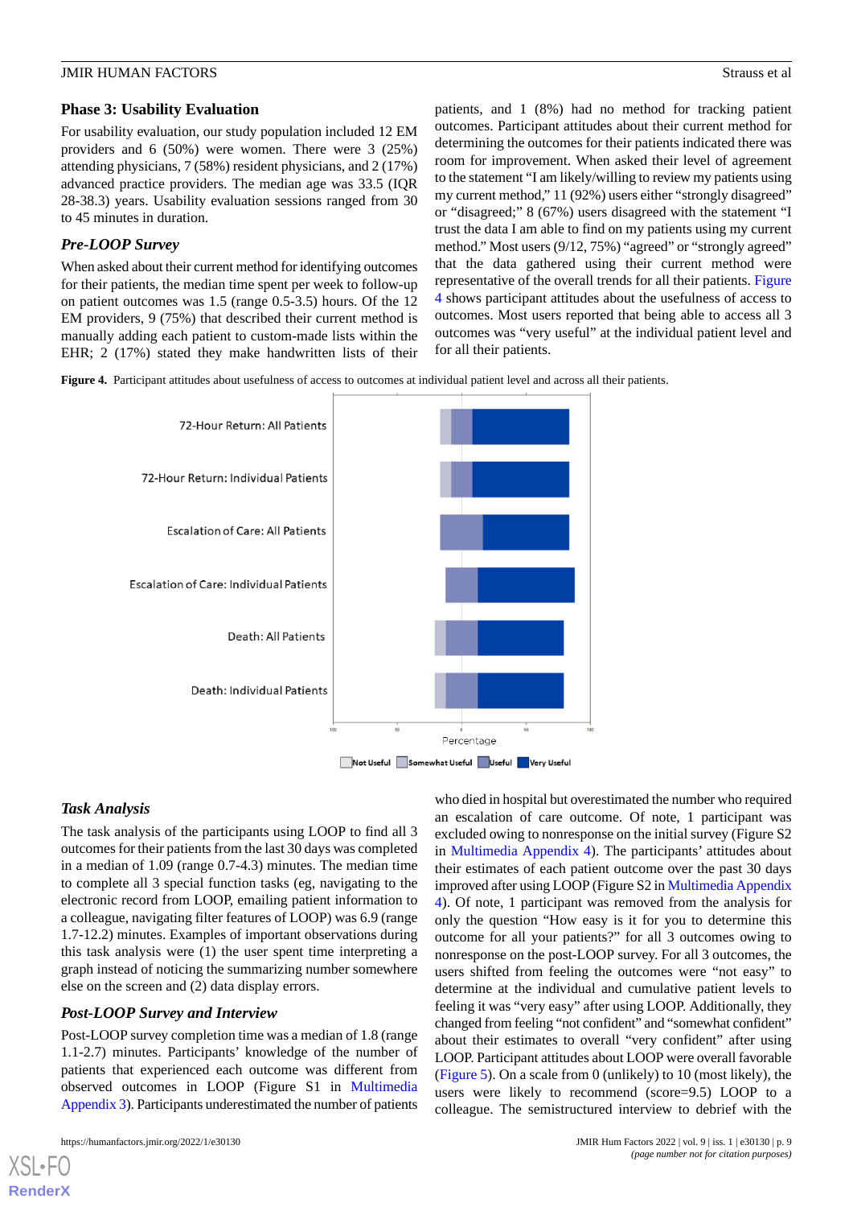## Phase 3: Usability Evaluation

For usability evaluation, our study population included 12 EM providers and 6 (50%) were women. There were 3 (25%) attending physicians, 7 (58%) resident physicians, and 2 (17%) advanced practice providers. The median age was 33.5 (IQR 28-38.3) years. Usability evaluation sessions ranged from 30 to 45 minutes in duration.

### *Pre-LOOP Survey*

When asked about their current method for identifying outcomes for their patients, the median time spent per week to follow-up on patient outcomes was 1.5 (range 0.5-3.5) hours. Of the 12 EM providers, 9 (75%) that described their current method is manually adding each patient to custom-made lists within the EHR; 2 (17%) stated they make handwritten lists of their patients, and 1 (8%) had no method for tracking patient outcomes. Participant attitudes about their current method for determining the outcomes for their patients indicated there was room for improvement. When asked their level of agreement to the statement "I am likely/willing to review my patients using my current method," 11 (92%) users either "strongly disagreed" or "disagreed;" 8 (67%) users disagreed with the statement "I trust the data I am able to find on my patients using my current method." Most users (9/12, 75%) "agreed" or "strongly agreed" that the data gathered using their current method were representative of the overall trends for all their patients. Figure 4 shows participant attitudes about the usefulness of access to outcomes. Most users reported that being able to access all 3 outcomes was "very useful" at the individual patient level and for all their patients.

**Figure 4.** Participant attitudes about usefulness of access to outcomes at individual patient level and across all their patients.

### *Task Analysis*

The task analysis of the participants using LOOP to find all 3 outcomes for their patients from the last 30 days was completed in a median of 1.09 (range 0.7-4.3) minutes. The median time to complete all 3 special function tasks (eg, navigating to the electronic record from LOOP, emailing patient information to a colleague, navigating filter features of LOOP) was 6.9 (range 1.7-12.2) minutes. Examples of important observations during this task analysis were (1) the user spent time interpreting a graph instead of noticing the summarizing number somewhere else on the screen and (2) data display errors.

### *Post-LOOP Survey and Interview*

Post-LOOP survey completion time was a median of 1.8 (range 1.1-2.7) minutes. Participants' knowledge of the number of patients that experienced each outcome was different from observed outcomes in LOOP (Figure S1 in Multimedia Appendix 3). Participants underestimated the number of patients who died in hospital but overestimated the number who required an escalation of care outcome. Of note, 1 participant was excluded owing to nonresponse on the initial survey (Figure S2 in Multimedia Appendix 4). The participants' attitudes about their estimates of each patient outcome over the past 30 days improved after using LOOP (Figure S2 in Multimedia Appendix 4). Of note, 1 participant was removed from the analysis for only the question "How easy is it for you to determine this outcome for all your patients?" for all 3 outcomes owing to nonresponse on the post-LOOP survey. For all 3 outcomes, the users shifted from feeling the outcomes were "not easy" to determine at the individual and cumulative patient levels to feeling it was "very easy" after using LOOP. Additionally, they changed from feeling "not confident" and "somewhat confident" about their estimates to overall "very confident" after using LOOP. Participant attitudes about LOOP were overall favorable (Figure 5). On a scale from 0 (unlikely) to 10 (most likely), the users were likely to recommend (score=9.5) LOOP to a colleague. The semistructured interview to debrief with the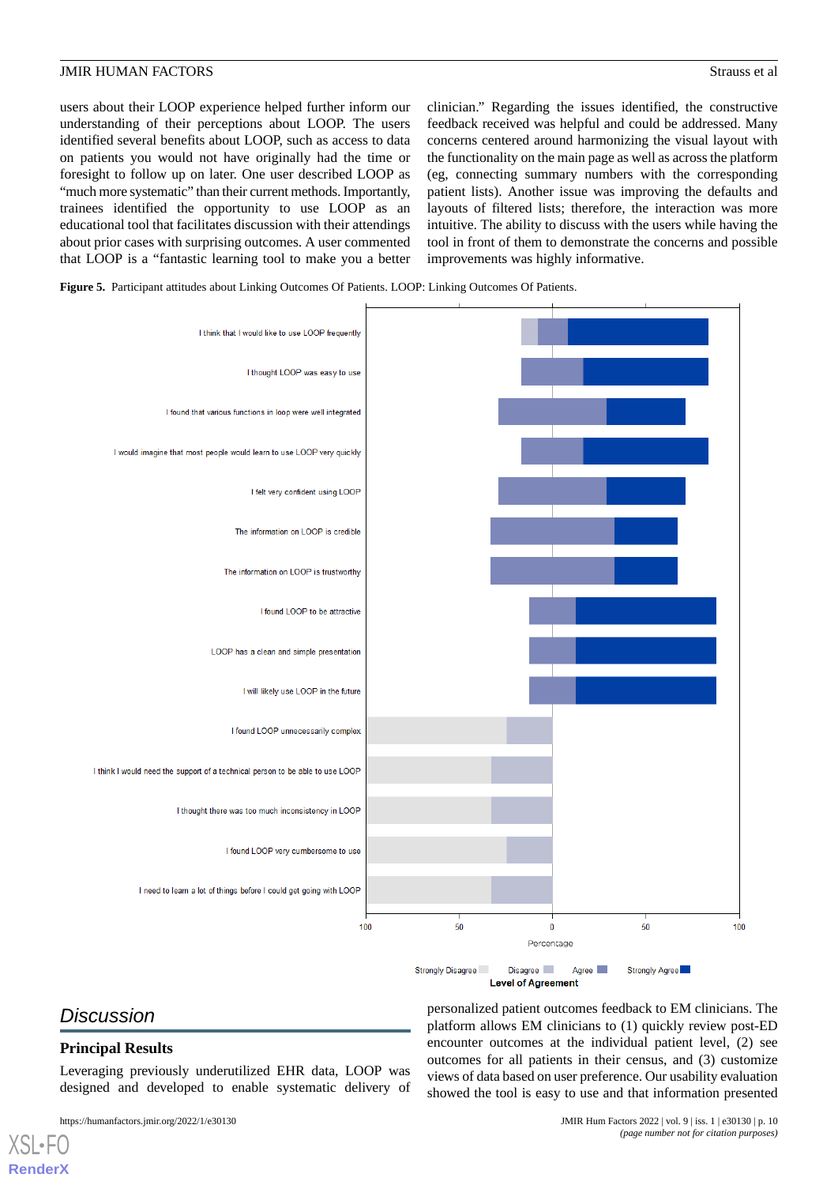users about their LOOP experience helped further inform our understanding of their perceptions about LOOP. The users identified several benefits about LOOP, such as access to data on patients you would not have originally had the time or foresight to follow up on later. One user described LOOP as "much more systematic" than their current methods. Importantly, trainees identified the opportunity to use LOOP as an educational tool that facilitates discussion with their attendings about prior cases with surprising outcomes. A user commented that LOOP is a "fantastic learning tool to make you a better clinician." Regarding the issues identified, the constructive feedback received was helpful and could be addressed. Many concerns centered around harmonizing the visual layout with the functionality on the main page as well as across the platform (eg, connecting summary numbers with the corresponding patient lists). Another issue was improving the defaults and layouts of filtered lists; therefore, the interaction was more intuitive. The ability to discuss with the users while having the tool in front of them to demonstrate the concerns and possible improvements was highly informative.

**Figure 5.** Participant attitudes about Linking Outcomes Of Patients. LOOP: Linking Outcomes Of Patients.

## Discussion

### Principal Results

Leveraging previously underutilized EHR data, LOOP was designed and developed to enable systematic delivery of personalized patient outcomes feedback to EM clinicians. The platform allows EM clinicians to (1) quickly review post-ED encounter outcomes at the individual patient level, (2) see outcomes for all patients in their census, and (3) customize views of data based on user preference. Our usability evaluation showed the tool is easy to use and that information presented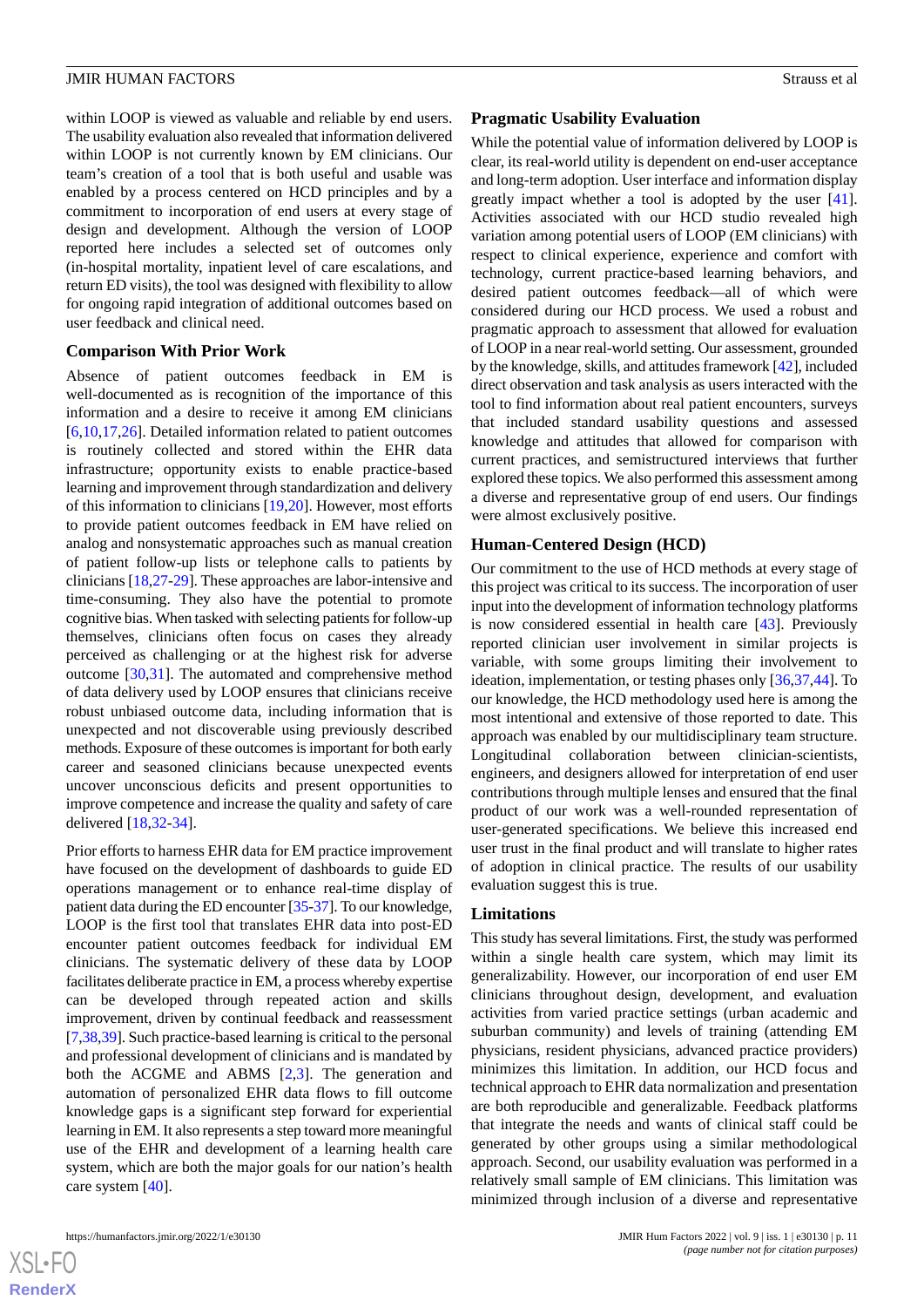within LOOP is viewed as valuable and reliable by end users. The usability evaluation also revealed that information delivered within LOOP is not currently known by EM clinicians. Our team's creation of a tool that is both useful and usable was enabled by a process centered on HCD principles and by a commitment to incorporation of end users at every stage of design and development. Although the version of LOOP reported here includes a selected set of outcomes only (in-hospital mortality, inpatient level of care escalations, and return ED visits), the tool was designed with flexibility to allow for ongoing rapid integration of additional outcomes based on user feedback and clinical need.

### Comparison With Prior Work

Absence of patient outcomes feedback in EM is well-documented as is recognition of the importance of this information and a desire to receive it among EM clinicians [6,10,17,26]. Detailed information related to patient outcomes is routinely collected and stored within the EHR data infrastructure; opportunity exists to enable practice-based learning and improvement through standardization and delivery of this information to clinicians [19,20]. However, most efforts to provide patient outcomes feedback in EM have relied on analog and nonsystematic approaches such as manual creation of patient follow-up lists or telephone calls to patients by clinicians [18,27-29]. These approaches are labor-intensive and time-consuming. They also have the potential to promote cognitive bias. When tasked with selecting patients for follow-up themselves, clinicians often focus on cases they already perceived as challenging or at the highest risk for adverse outcome [30,31]. The automated and comprehensive method of data delivery used by LOOP ensures that clinicians receive robust unbiased outcome data, including information that is unexpected and not discoverable using previously described methods. Exposure of these outcomes is important for both early career and seasoned clinicians because unexpected events uncover unconscious deficits and present opportunities to improve competence and increase the quality and safety of care delivered [18,32-34].

Prior efforts to harness EHR data for EM practice improvement have focused on the development of dashboards to guide ED operations management or to enhance real-time display of patient data during the ED encounter [35-37]. To our knowledge, LOOP is the first tool that translates EHR data into post-ED encounter patient outcomes feedback for individual EM clinicians. The systematic delivery of these data by LOOP facilitates deliberate practice in EM, a process whereby expertise can be developed through repeated action and skills improvement, driven by continual feedback and reassessment [7,38,39]. Such practice-based learning is critical to the personal and professional development of clinicians and is mandated by both the ACGME and ABMS [2,3]. The generation and automation of personalized EHR data flows to fill outcome knowledge gaps is a significant step forward for experiential learning in EM. It also represents a step toward more meaningful use of the EHR and development of a learning health care system, which are both the major goals for our nation's health care system [40].

### Pragmatic Usability Evaluation

While the potential value of information delivered by LOOP is clear, its real-world utility is dependent on end-user acceptance and long-term adoption. User interface and information display greatly impact whether a tool is adopted by the user [41]. Activities associated with our HCD studio revealed high variation among potential users of LOOP (EM clinicians) with respect to clinical experience, experience and comfort with technology, current practice-based learning behaviors, and desired patient outcomes feedback—all of which were considered during our HCD process. We used a robust and pragmatic approach to assessment that allowed for evaluation of LOOP in a near real-world setting. Our assessment, grounded by the knowledge, skills, and attitudes framework [42], included direct observation and task analysis as users interacted with the tool to find information about real patient encounters, surveys that included standard usability questions and assessed knowledge and attitudes that allowed for comparison with current practices, and semistructured interviews that further explored these topics. We also performed this assessment among a diverse and representative group of end users. Our findings were almost exclusively positive.

### Human-Centered Design (HCD)

Our commitment to the use of HCD methods at every stage of this project was critical to its success. The incorporation of user input into the development of information technology platforms is now considered essential in health care [43]. Previously reported clinician user involvement in similar projects is variable, with some groups limiting their involvement to ideation, implementation, or testing phases only [36,37,44]. To our knowledge, the HCD methodology used here is among the most intentional and extensive of those reported to date. This approach was enabled by our multidisciplinary team structure. Longitudinal collaboration between clinician-scientists, engineers, and designers allowed for interpretation of end user contributions through multiple lenses and ensured that the final product of our work was a well-rounded representation of user-generated specifications. We believe this increased end user trust in the final product and will translate to higher rates of adoption in clinical practice. The results of our usability evaluation suggest this is true.

### Limitations

This study has several limitations. First, the study was performed within a single health care system, which may limit its generalizability. However, our incorporation of end user EM clinicians throughout design, development, and evaluation activities from varied practice settings (urban academic and suburban community) and levels of training (attending EM physicians, resident physicians, advanced practice providers) minimizes this limitation. In addition, our HCD focus and technical approach to EHR data normalization and presentation are both reproducible and generalizable. Feedback platforms that integrate the needs and wants of clinical staff could be generated by other groups using a similar methodological approach. Second, our usability evaluation was performed in a relatively small sample of EM clinicians. This limitation was minimized through inclusion of a diverse and representative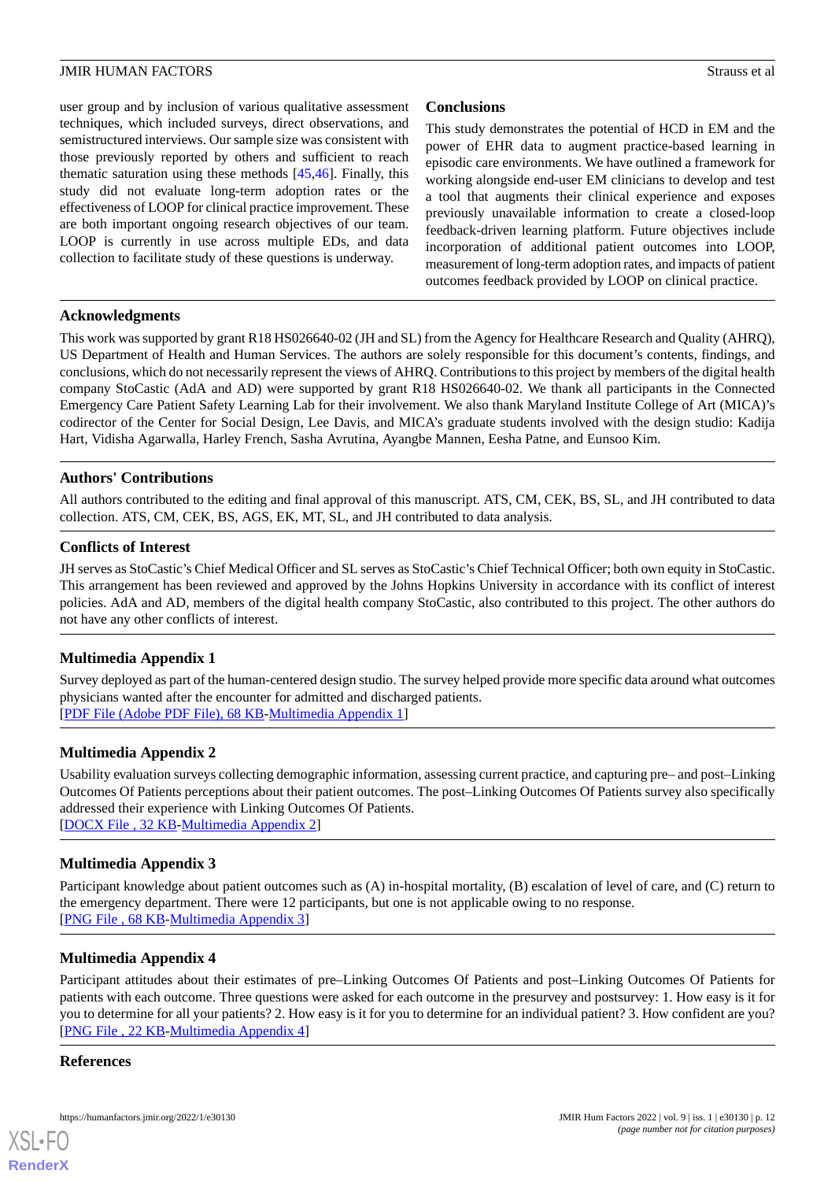user group and by inclusion of various qualitative assessment techniques, which included surveys, direct observations, and semistructured interviews. Our sample size was consistent with those previously reported by others and sufficient to reach thematic saturation using these methods [45,46]. Finally, this study did not evaluate long-term adoption rates or the effectiveness of LOOP for clinical practice improvement. These are both important ongoing research objectives of our team. LOOP is currently in use across multiple EDs, and data collection to facilitate study of these questions is underway.

## Conclusions

This study demonstrates the potential of HCD in EM and the power of EHR data to augment practice-based learning in episodic care environments. We have outlined a framework for working alongside end-user EM clinicians to develop and test a tool that augments their clinical experience and exposes previously unavailable information to create a closed-loop feedback-driven learning platform. Future objectives include incorporation of additional patient outcomes into LOOP, measurement of long-term adoption rates, and impacts of patient outcomes feedback provided by LOOP on clinical practice.

## Acknowledgments

This work was supported by grant R18 HS026640-02 (JH and SL) from the Agency for Healthcare Research and Quality (AHRQ), US Department of Health and Human Services. The authors are solely responsible for this document's contents, findings, and conclusions, which do not necessarily represent the views of AHRQ. Contributions to this project by members of the digital health company StoCastic (AdA and AD) were supported by grant R18 HS026640-02. We thank all participants in the Connected Emergency Care Patient Safety Learning Lab for their involvement. We also thank Maryland Institute College of Art (MICA)'s codirector of the Center for Social Design, Lee Davis, and MICA's graduate students involved with the design studio: Kadija Hart, Vidisha Agarwalla, Harley French, Sasha Avrutina, Ayangbe Mannen, Eesha Patne, and Eunsoo Kim.

## Authors' Contributions

All authors contributed to the editing and final approval of this manuscript. ATS, CM, CEK, BS, SL, and JH contributed to data collection. ATS, CM, CEK, BS, AGS, EK, MT, SL, and JH contributed to data analysis.

## Conflicts of Interest

JH serves as StoCastic's Chief Medical Officer and SL serves as StoCastic's Chief Technical Officer; both own equity in StoCastic. This arrangement has been reviewed and approved by the Johns Hopkins University in accordance with its conflict of interest policies. AdA and AD, members of the digital health company StoCastic, also contributed to this project. The other authors do not have any other conflicts of interest.

## Multimedia Appendix 1

Survey deployed as part of the human-centered design studio. The survey helped provide more specific data around what outcomes physicians wanted after the encounter for admitted and discharged patients.
[PDF File (Adobe PDF File), 68 KB-Multimedia Appendix 1]

## Multimedia Appendix 2

Usability evaluation surveys collecting demographic information, assessing current practice, and capturing pre– and post–Linking Outcomes Of Patients perceptions about their patient outcomes. The post–Linking Outcomes Of Patients survey also specifically addressed their experience with Linking Outcomes Of Patients.
[DOCX File , 32 KB-Multimedia Appendix 2]

## Multimedia Appendix 3

Participant knowledge about patient outcomes such as (A) in-hospital mortality, (B) escalation of level of care, and (C) return to the emergency department. There were 12 participants, but one is not applicable owing to no response.
[PNG File , 68 KB-Multimedia Appendix 3]

## Multimedia Appendix 4

Participant attitudes about their estimates of pre–Linking Outcomes Of Patients and post–Linking Outcomes Of Patients for patients with each outcome. Three questions were asked for each outcome in the presurvey and postsurvey: 1. How easy is it for you to determine for all your patients? 2. How easy is it for you to determine for an individual patient? 3. How confident are you?
[PNG File , 22 KB-Multimedia Appendix 4]

## References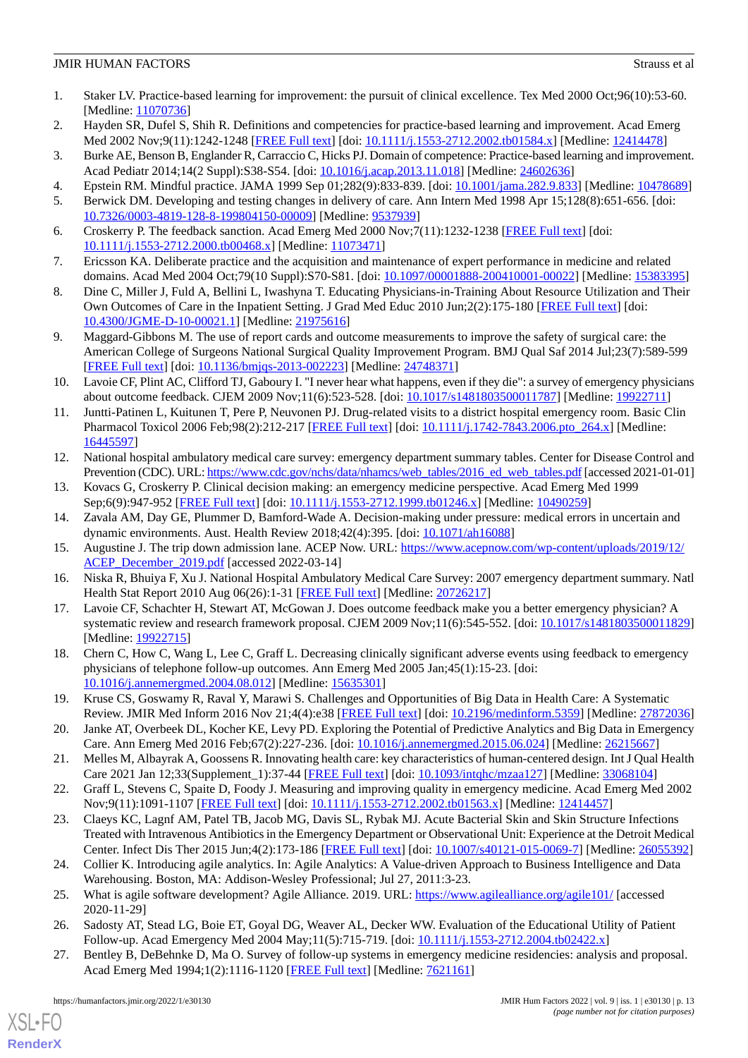1. Staker LV. Practice-based learning for improvement: the pursuit of clinical excellence. Tex Med 2000 Oct;96(10):53-60. [Medline: 11070736]
2. Hayden SR, Dufel S, Shih R. Definitions and competencies for practice-based learning and improvement. Acad Emerg Med 2002 Nov;9(11):1242-1248 [FREE Full text] [doi: 10.1111/j.1553-2712.2002.tb01584.x] [Medline: 12414478]
3. Burke AE, Benson B, Englander R, Carraccio C, Hicks PJ. Domain of competence: Practice-based learning and improvement. Acad Pediatr 2014;14(2 Suppl):S38-S54. [doi: 10.1016/j.acap.2013.11.018] [Medline: 24602636]
4. Epstein RM. Mindful practice. JAMA 1999 Sep 01;282(9):833-839. [doi: 10.1001/jama.282.9.833] [Medline: 10478689]
5. Berwick DM. Developing and testing changes in delivery of care. Ann Intern Med 1998 Apr 15;128(8):651-656. [doi: 10.7326/0003-4819-128-8-199804150-00009] [Medline: 9537939]
6. Croskerry P. The feedback sanction. Acad Emerg Med 2000 Nov;7(11):1232-1238 [FREE Full text] [doi: 10.1111/j.1553-2712.2000.tb00468.x] [Medline: 11073471]
7. Ericsson KA. Deliberate practice and the acquisition and maintenance of expert performance in medicine and related domains. Acad Med 2004 Oct;79(10 Suppl):S70-S81. [doi: 10.1097/00001888-200410001-00022] [Medline: 15383395]
8. Dine C, Miller J, Fuld A, Bellini L, Iwashyna T. Educating Physicians-in-Training About Resource Utilization and Their Own Outcomes of Care in the Inpatient Setting. J Grad Med Educ 2010 Jun;2(2):175-180 [FREE Full text] [doi: 10.4300/JGME-D-10-00021.1] [Medline: 21975616]
9. Maggard-Gibbons M. The use of report cards and outcome measurements to improve the safety of surgical care: the American College of Surgeons National Surgical Quality Improvement Program. BMJ Qual Saf 2014 Jul;23(7):589-599 [FREE Full text] [doi: 10.1136/bmjqs-2013-002223] [Medline: 24748371]
10. Lavoie CF, Plint AC, Clifford TJ, Gaboury I. "I never hear what happens, even if they die": a survey of emergency physicians about outcome feedback. CJEM 2009 Nov;11(6):523-528. [doi: 10.1017/s1481803500011787] [Medline: 19922711]
11. Juntti-Patinen L, Kuitunen T, Pere P, Neuvonen PJ. Drug-related visits to a district hospital emergency room. Basic Clin Pharmacol Toxicol 2006 Feb;98(2):212-217 [FREE Full text] [doi: 10.1111/j.1742-7843.2006.pto_264.x] [Medline: 16445597]
12. National hospital ambulatory medical care survey: emergency department summary tables. Center for Disease Control and Prevention (CDC). URL: https://www.cdc.gov/nchs/data/nhamcs/web_tables/2016_ed_web_tables.pdf [accessed 2021-01-01]
13. Kovacs G, Croskerry P. Clinical decision making: an emergency medicine perspective. Acad Emerg Med 1999 Sep;6(9):947-952 [FREE Full text] [doi: 10.1111/j.1553-2712.1999.tb01246.x] [Medline: 10490259]
14. Zavala AM, Day GE, Plummer D, Bamford-Wade A. Decision-making under pressure: medical errors in uncertain and dynamic environments. Aust. Health Review 2018;42(4):395. [doi: 10.1071/ah16088]
15. Augustine J. The trip down admission lane. ACEP Now. URL: https://www.acepnow.com/wp-content/uploads/2019/12/ACEP_December_2019.pdf [accessed 2022-03-14]
16. Niska R, Bhuiya F, Xu J. National Hospital Ambulatory Medical Care Survey: 2007 emergency department summary. Natl Health Stat Report 2010 Aug 06(26):1-31 [FREE Full text] [Medline: 20726217]
17. Lavoie CF, Schachter H, Stewart AT, McGowan J. Does outcome feedback make you a better emergency physician? A systematic review and research framework proposal. CJEM 2009 Nov;11(6):545-552. [doi: 10.1017/s1481803500011829] [Medline: 19922715]
18. Chern C, How C, Wang L, Lee C, Graff L. Decreasing clinically significant adverse events using feedback to emergency physicians of telephone follow-up outcomes. Ann Emerg Med 2005 Jan;45(1):15-23. [doi: 10.1016/j.annemergmed.2004.08.012] [Medline: 15635301]
19. Kruse CS, Goswamy R, Raval Y, Marawi S. Challenges and Opportunities of Big Data in Health Care: A Systematic Review. JMIR Med Inform 2016 Nov 21;4(4):e38 [FREE Full text] [doi: 10.2196/medinform.5359] [Medline: 27872036]
20. Janke AT, Overbeek DL, Kocher KE, Levy PD. Exploring the Potential of Predictive Analytics and Big Data in Emergency Care. Ann Emerg Med 2016 Feb;67(2):227-236. [doi: 10.1016/j.annemergmed.2015.06.024] [Medline: 26215667]
21. Melles M, Albayrak A, Goossens R. Innovating health care: key characteristics of human-centered design. Int J Qual Health Care 2021 Jan 12;33(Supplement_1):37-44 [FREE Full text] [doi: 10.1093/intqhc/mzaa127] [Medline: 33068104]
22. Graff L, Stevens C, Spaite D, Foody J. Measuring and improving quality in emergency medicine. Acad Emerg Med 2002 Nov;9(11):1091-1107 [FREE Full text] [doi: 10.1111/j.1553-2712.2002.tb01563.x] [Medline: 12414457]
23. Claeys KC, Lagnf AM, Patel TB, Jacob MG, Davis SL, Rybak MJ. Acute Bacterial Skin and Skin Structure Infections Treated with Intravenous Antibiotics in the Emergency Department or Observational Unit: Experience at the Detroit Medical Center. Infect Dis Ther 2015 Jun;4(2):173-186 [FREE Full text] [doi: 10.1007/s40121-015-0069-7] [Medline: 26055392]
24. Collier K. Introducing agile analytics. In: Agile Analytics: A Value-driven Approach to Business Intelligence and Data Warehousing. Boston, MA: Addison-Wesley Professional; Jul 27, 2011:3-23.
25. What is agile software development? Agile Alliance. 2019. URL: https://www.agilealliance.org/agile101/ [accessed 2020-11-29]
26. Sadosty AT, Stead LG, Boie ET, Goyal DG, Weaver AL, Decker WW. Evaluation of the Educational Utility of Patient Follow-up. Acad Emergency Med 2004 May;11(5):715-719. [doi: 10.1111/j.1553-2712.2004.tb02422.x]
27. Bentley B, DeBehnke D, Ma O. Survey of follow-up systems in emergency medicine residencies: analysis and proposal. Acad Emerg Med 1994;1(2):1116-1120 [FREE Full text] [Medline: 7621161]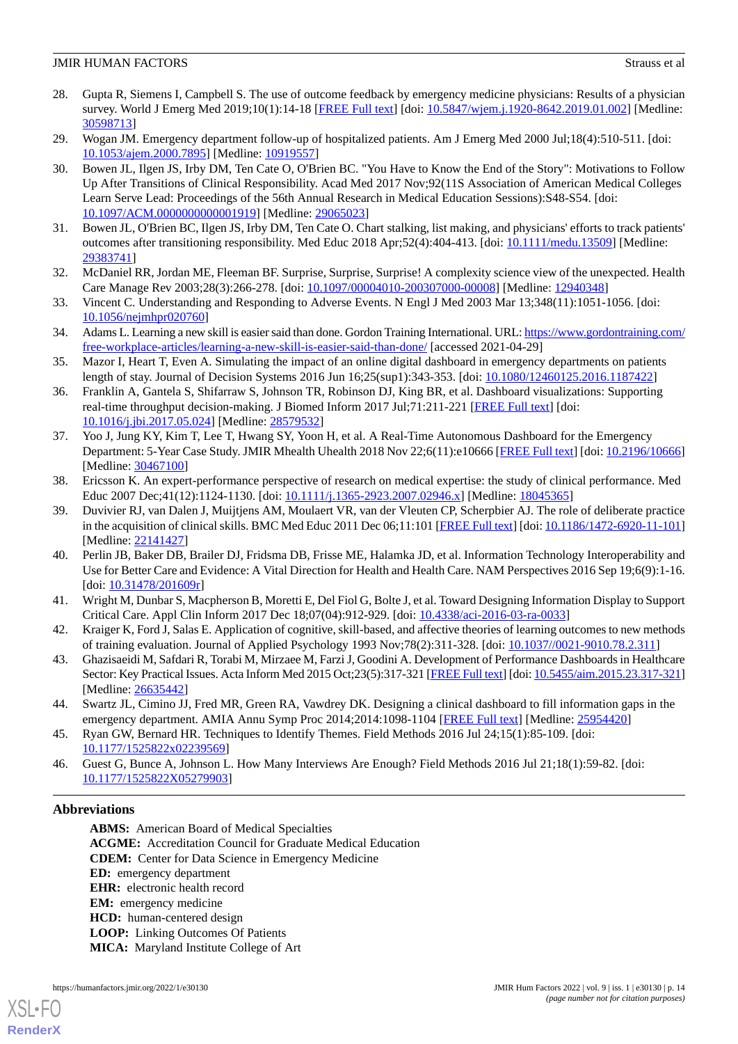28. Gupta R, Siemens I, Campbell S. The use of outcome feedback by emergency medicine physicians: Results of a physician survey. World J Emerg Med 2019;10(1):14-18 [FREE Full text] [doi: 10.5847/wjem.j.1920-8642.2019.01.002] [Medline: 30598713]
29. Wogan JM. Emergency department follow-up of hospitalized patients. Am J Emerg Med 2000 Jul;18(4):510-511. [doi: 10.1053/ajem.2000.7895] [Medline: 10919557]
30. Bowen JL, Ilgen JS, Irby DM, Ten Cate O, O'Brien BC. "You Have to Know the End of the Story": Motivations to Follow Up After Transitions of Clinical Responsibility. Acad Med 2017 Nov;92(11S Association of American Medical Colleges Learn Serve Lead: Proceedings of the 56th Annual Research in Medical Education Sessions):S48-S54. [doi: 10.1097/ACM.0000000000001919] [Medline: 29065023]
31. Bowen JL, O'Brien BC, Ilgen JS, Irby DM, Ten Cate O. Chart stalking, list making, and physicians' efforts to track patients' outcomes after transitioning responsibility. Med Educ 2018 Apr;52(4):404-413. [doi: 10.1111/medu.13509] [Medline: 29383741]
32. McDaniel RR, Jordan ME, Fleeman BF. Surprise, Surprise, Surprise! A complexity science view of the unexpected. Health Care Manage Rev 2003;28(3):266-278. [doi: 10.1097/00004010-200307000-00008] [Medline: 12940348]
33. Vincent C. Understanding and Responding to Adverse Events. N Engl J Med 2003 Mar 13;348(11):1051-1056. [doi: 10.1056/nejmhpr020760]
34. Adams L. Learning a new skill is easier said than done. Gordon Training International. URL: https://www.gordontraining.com/free-workplace-articles/learning-a-new-skill-is-easier-said-than-done/ [accessed 2021-04-29]
35. Mazor I, Heart T, Even A. Simulating the impact of an online digital dashboard in emergency departments on patients length of stay. Journal of Decision Systems 2016 Jun 16;25(sup1):343-353. [doi: 10.1080/12460125.2016.1187422]
36. Franklin A, Gantela S, Shifarraw S, Johnson TR, Robinson DJ, King BR, et al. Dashboard visualizations: Supporting real-time throughput decision-making. J Biomed Inform 2017 Jul;71:211-221 [FREE Full text] [doi: 10.1016/j.jbi.2017.05.024] [Medline: 28579532]
37. Yoo J, Jung KY, Kim T, Lee T, Hwang SY, Yoon H, et al. A Real-Time Autonomous Dashboard for the Emergency Department: 5-Year Case Study. JMIR Mhealth Uhealth 2018 Nov 22;6(11):e10666 [FREE Full text] [doi: 10.2196/10666] [Medline: 30467100]
38. Ericsson K. An expert-performance perspective of research on medical expertise: the study of clinical performance. Med Educ 2007 Dec;41(12):1124-1130. [doi: 10.1111/j.1365-2923.2007.02946.x] [Medline: 18045365]
39. Duvivier RJ, van Dalen J, Muijtjens AM, Moulaert VR, van der Vleuten CP, Scherpbier AJ. The role of deliberate practice in the acquisition of clinical skills. BMC Med Educ 2011 Dec 06;11:101 [FREE Full text] [doi: 10.1186/1472-6920-11-101] [Medline: 22141427]
40. Perlin JB, Baker DB, Brailer DJ, Fridsma DB, Frisse ME, Halamka JD, et al. Information Technology Interoperability and Use for Better Care and Evidence: A Vital Direction for Health and Health Care. NAM Perspectives 2016 Sep 19;6(9):1-16. [doi: 10.31478/201609r]
41. Wright M, Dunbar S, Macpherson B, Moretti E, Del Fiol G, Bolte J, et al. Toward Designing Information Display to Support Critical Care. Appl Clin Inform 2017 Dec 18;07(04):912-929. [doi: 10.4338/aci-2016-03-ra-0033]
42. Kraiger K, Ford J, Salas E. Application of cognitive, skill-based, and affective theories of learning outcomes to new methods of training evaluation. Journal of Applied Psychology 1993 Nov;78(2):311-328. [doi: 10.1037//0021-9010.78.2.311]
43. Ghazisaeidi M, Safdari R, Torabi M, Mirzaee M, Farzi J, Goodini A. Development of Performance Dashboards in Healthcare Sector: Key Practical Issues. Acta Inform Med 2015 Oct;23(5):317-321 [FREE Full text] [doi: 10.5455/aim.2015.23.317-321] [Medline: 26635442]
44. Swartz JL, Cimino JJ, Fred MR, Green RA, Vawdrey DK. Designing a clinical dashboard to fill information gaps in the emergency department. AMIA Annu Symp Proc 2014;2014:1098-1104 [FREE Full text] [Medline: 25954420]
45. Ryan GW, Bernard HR. Techniques to Identify Themes. Field Methods 2016 Jul 24;15(1):85-109. [doi: 10.1177/1525822x02239569]
46. Guest G, Bunce A, Johnson L. How Many Interviews Are Enough? Field Methods 2016 Jul 21;18(1):59-82. [doi: 10.1177/1525822X05279903]

## Abbreviations

**ABMS:** American Board of Medical Specialties
**ACGME:** Accreditation Council for Graduate Medical Education
**CDEM:** Center for Data Science in Emergency Medicine
**ED:** emergency department
**EHR:** electronic health record
**EM:** emergency medicine
**HCD:** human-centered design
**LOOP:** Linking Outcomes Of Patients
**MICA:** Maryland Institute College of Art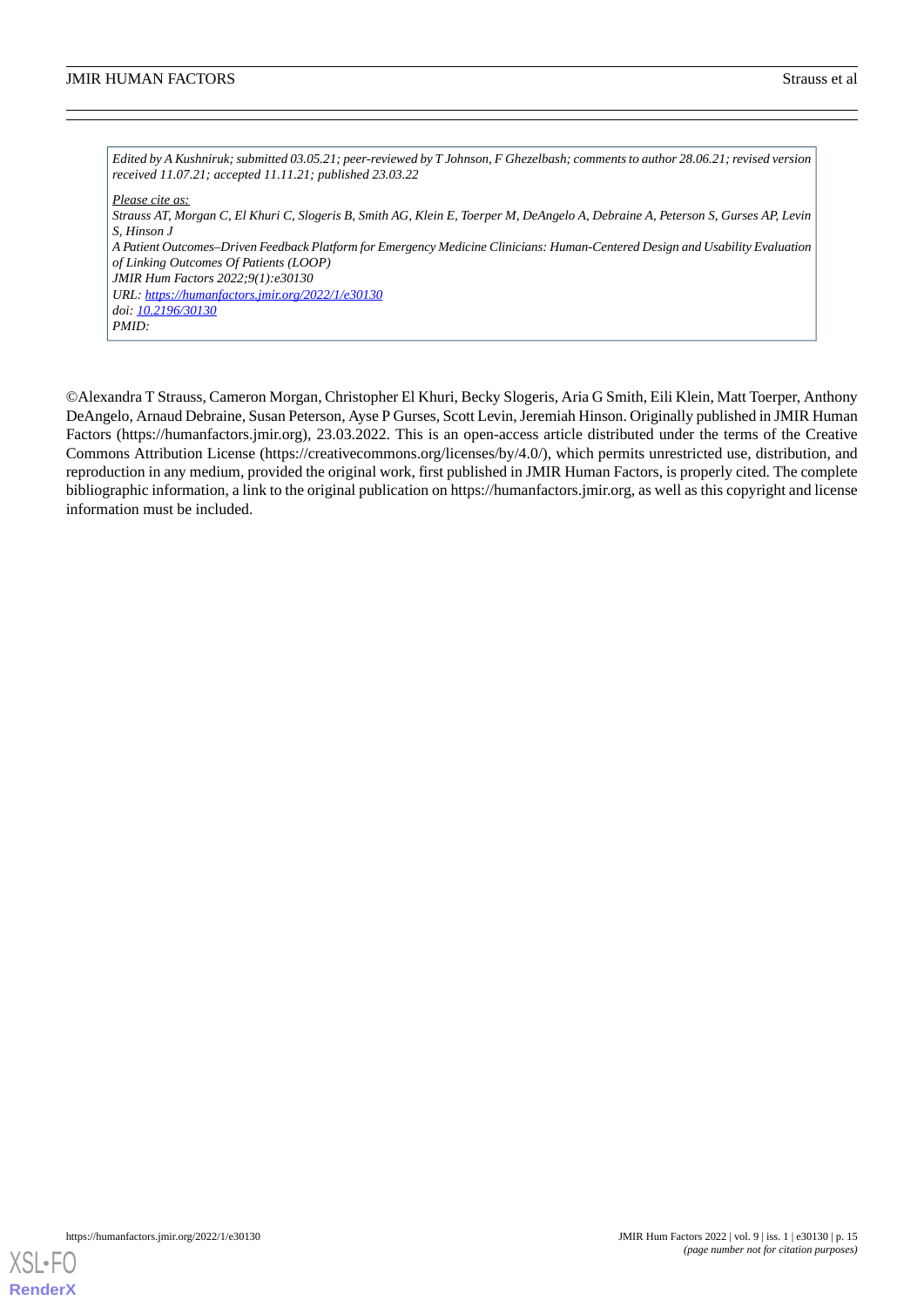*Edited by A Kushniruk; submitted 03.05.21; peer-reviewed by T Johnson, F Ghezelbash; comments to author 28.06.21; revised version received 11.07.21; accepted 11.11.21; published 23.03.22*

*Please cite as:*
*Strauss AT, Morgan C, El Khuri C, Slogeris B, Smith AG, Klein E, Toerper M, DeAngelo A, Debraine A, Peterson S, Gurses AP, Levin S, Hinson J*
*A Patient Outcomes–Driven Feedback Platform for Emergency Medicine Clinicians: Human-Centered Design and Usability Evaluation of Linking Outcomes Of Patients (LOOP)*
*JMIR Hum Factors 2022;9(1):e30130*
*URL: [https://humanfactors.jmir.org/2022/1/e30130](https://humanfactors.jmir.org/2022/1/e30130)*
*doi: [10.2196/30130](10.2196/30130)*
*PMID:*

©Alexandra T Strauss, Cameron Morgan, Christopher El Khuri, Becky Slogeris, Aria G Smith, Eili Klein, Matt Toerper, Anthony DeAngelo, Arnaud Debraine, Susan Peterson, Ayse P Gurses, Scott Levin, Jeremiah Hinson. Originally published in JMIR Human Factors (https://humanfactors.jmir.org), 23.03.2022. This is an open-access article distributed under the terms of the Creative Commons Attribution License (https://creativecommons.org/licenses/by/4.0/), which permits unrestricted use, distribution, and reproduction in any medium, provided the original work, first published in JMIR Human Factors, is properly cited. The complete bibliographic information, a link to the original publication on https://humanfactors.jmir.org, as well as this copyright and license information must be included.